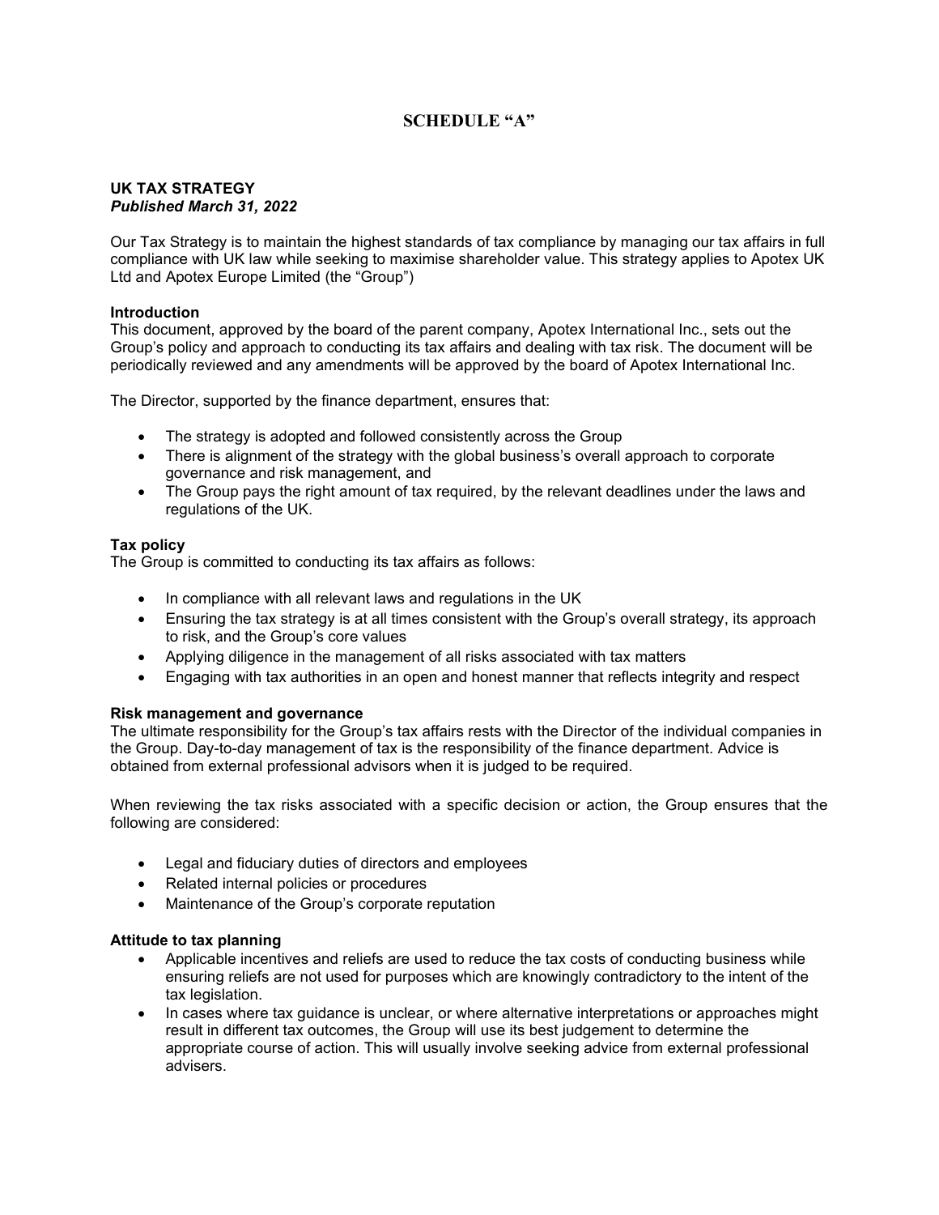# SCHEDULE "A"

**UK TAX STRATEGY**
***Published March 31, 2022***

Our Tax Strategy is to maintain the highest standards of tax compliance by managing our tax affairs in full compliance with UK law while seeking to maximise shareholder value. This strategy applies to Apotex UK Ltd and Apotex Europe Limited (the "Group")

**Introduction**
This document, approved by the board of the parent company, Apotex International Inc., sets out the Group's policy and approach to conducting its tax affairs and dealing with tax risk. The document will be periodically reviewed and any amendments will be approved by the board of Apotex International Inc.

The Director, supported by the finance department, ensures that:

- The strategy is adopted and followed consistently across the Group
- There is alignment of the strategy with the global business's overall approach to corporate governance and risk management, and
- The Group pays the right amount of tax required, by the relevant deadlines under the laws and regulations of the UK.

**Tax policy**
The Group is committed to conducting its tax affairs as follows:

- In compliance with all relevant laws and regulations in the UK
- Ensuring the tax strategy is at all times consistent with the Group's overall strategy, its approach to risk, and the Group's core values
- Applying diligence in the management of all risks associated with tax matters
- Engaging with tax authorities in an open and honest manner that reflects integrity and respect

**Risk management and governance**
The ultimate responsibility for the Group's tax affairs rests with the Director of the individual companies in the Group. Day-to-day management of tax is the responsibility of the finance department. Advice is obtained from external professional advisors when it is judged to be required.

When reviewing the tax risks associated with a specific decision or action, the Group ensures that the following are considered:

- Legal and fiduciary duties of directors and employees
- Related internal policies or procedures
- Maintenance of the Group's corporate reputation

**Attitude to tax planning**

- Applicable incentives and reliefs are used to reduce the tax costs of conducting business while ensuring reliefs are not used for purposes which are knowingly contradictory to the intent of the tax legislation.
- In cases where tax guidance is unclear, or where alternative interpretations or approaches might result in different tax outcomes, the Group will use its best judgement to determine the appropriate course of action. This will usually involve seeking advice from external professional advisers.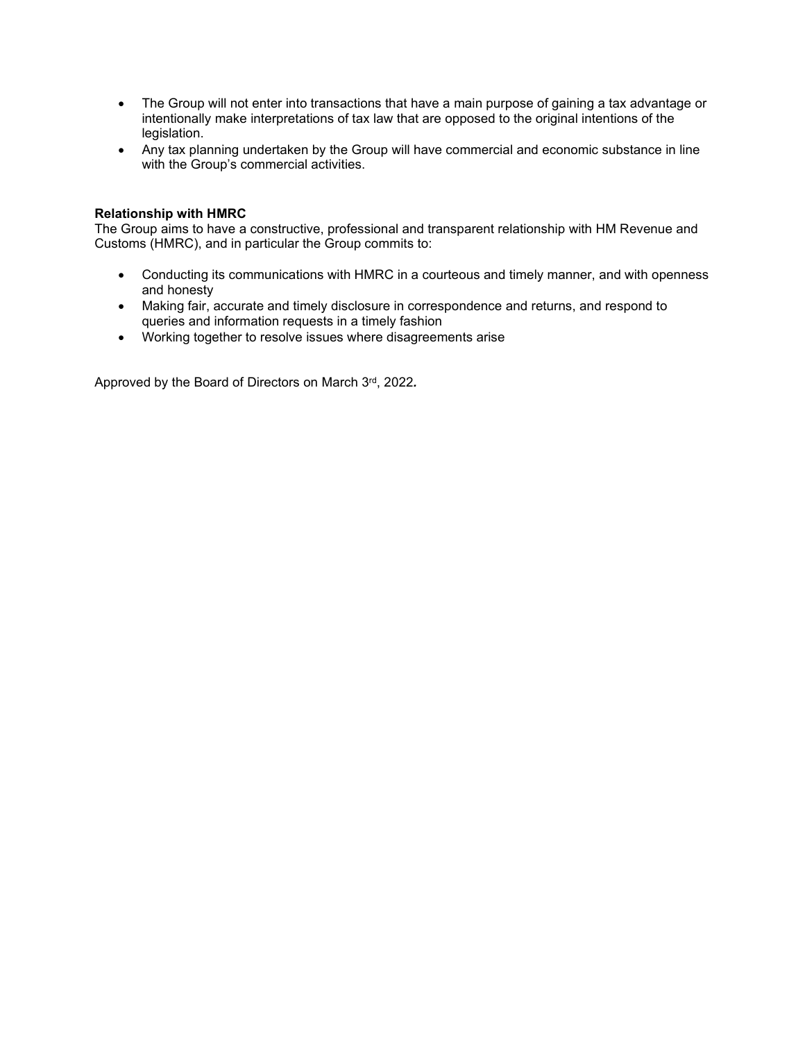- The Group will not enter into transactions that have a main purpose of gaining a tax advantage or intentionally make interpretations of tax law that are opposed to the original intentions of the legislation.
- Any tax planning undertaken by the Group will have commercial and economic substance in line with the Group's commercial activities.

**Relationship with HMRC**

The Group aims to have a constructive, professional and transparent relationship with HM Revenue and Customs (HMRC), and in particular the Group commits to:

- Conducting its communications with HMRC in a courteous and timely manner, and with openness and honesty
- Making fair, accurate and timely disclosure in correspondence and returns, and respond to queries and information requests in a timely fashion
- Working together to resolve issues where disagreements arise

Approved by the Board of Directors on March 3rd, 2022.